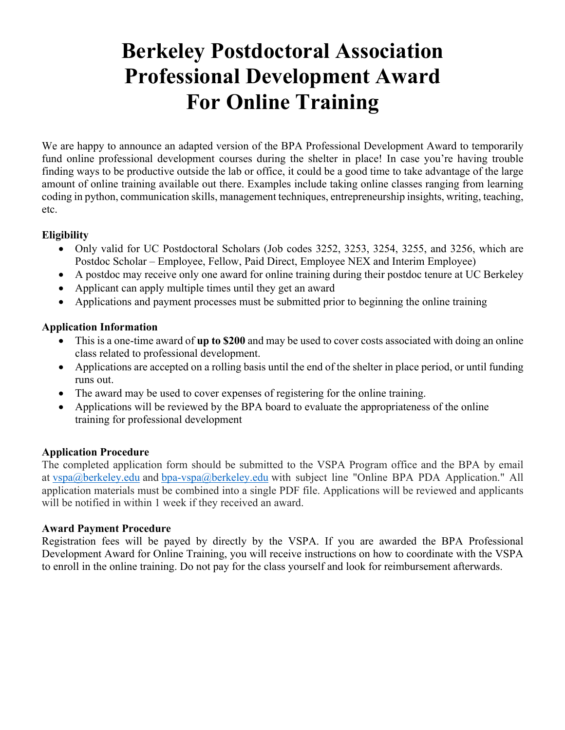# Berkeley Postdoctoral Association Professional Development Award For Online Training

We are happy to announce an adapted version of the BPA Professional Development Award to temporarily fund online professional development courses during the shelter in place! In case you're having trouble finding ways to be productive outside the lab or office, it could be a good time to take advantage of the large amount of online training available out there. Examples include taking online classes ranging from learning coding in python, communication skills, management techniques, entrepreneurship insights, writing, teaching, etc.

**Eligibility**

- Only valid for UC Postdoctoral Scholars (Job codes 3252, 3253, 3254, 3255, and 3256, which are Postdoc Scholar – Employee, Fellow, Paid Direct, Employee NEX and Interim Employee)
- A postdoc may receive only one award for online training during their postdoc tenure at UC Berkeley
- Applicant can apply multiple times until they get an award
- Applications and payment processes must be submitted prior to beginning the online training

**Application Information**

- This is a one-time award of **up to $200** and may be used to cover costs associated with doing an online class related to professional development.
- Applications are accepted on a rolling basis until the end of the shelter in place period, or until funding runs out.
- The award may be used to cover expenses of registering for the online training.
- Applications will be reviewed by the BPA board to evaluate the appropriateness of the online training for professional development

**Application Procedure**

The completed application form should be submitted to the VSPA Program office and the BPA by email at vspa@berkeley.edu and bpa-vspa@berkeley.edu with subject line "Online BPA PDA Application." All application materials must be combined into a single PDF file. Applications will be reviewed and applicants will be notified in within 1 week if they received an award.

**Award Payment Procedure**

Registration fees will be payed by directly by the VSPA. If you are awarded the BPA Professional Development Award for Online Training, you will receive instructions on how to coordinate with the VSPA to enroll in the online training. Do not pay for the class yourself and look for reimbursement afterwards.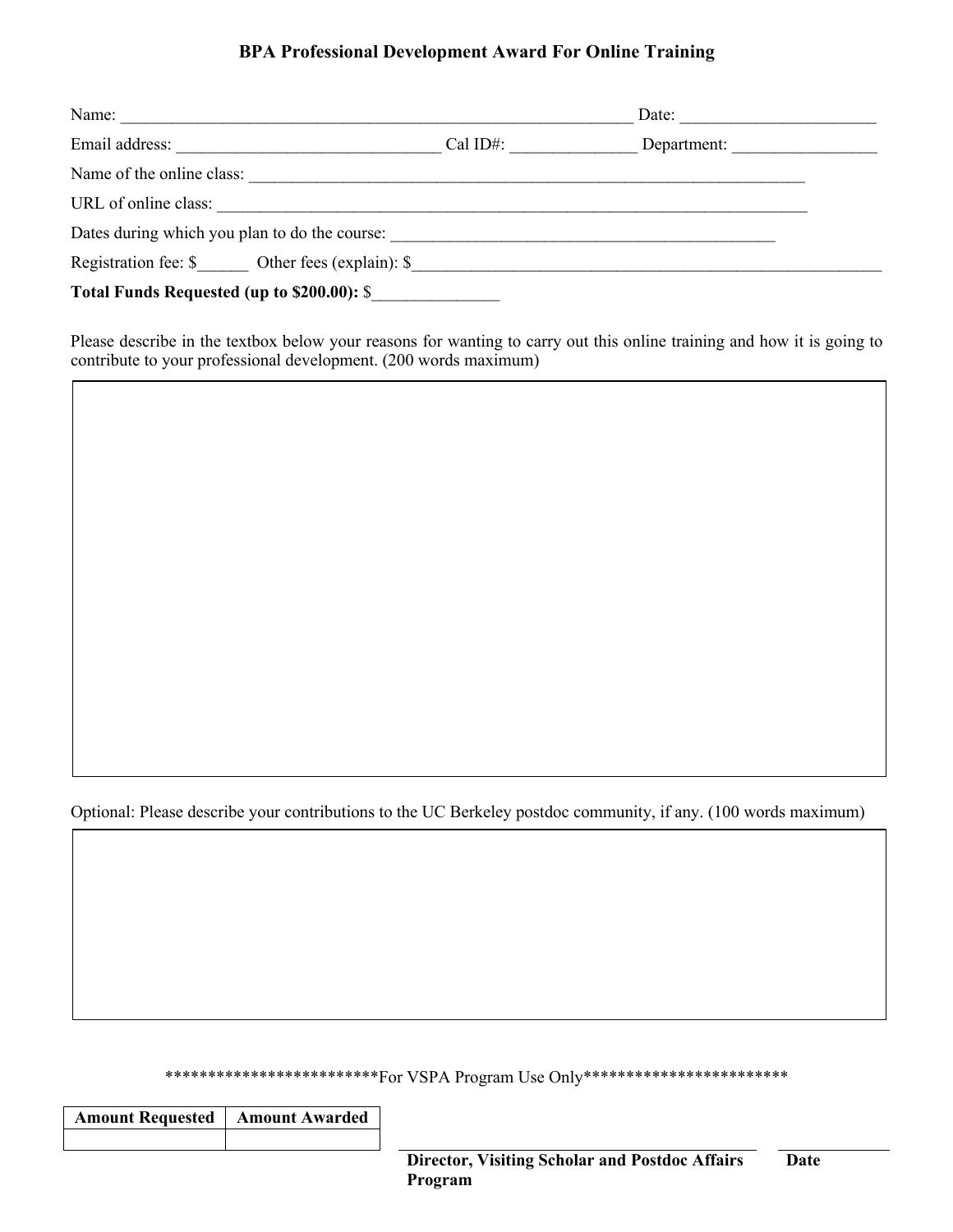# BPA Professional Development Award For Online Training

Name: _______________________________________________________________ Date: _______________________

Email address: _______________________________ Cal ID#: ______________ Department: _________________

Name of the online class: _____________________________________________________________________

URL of online class: _________________________________________________________________________

Dates during which you plan to do the course: _______________________________________________

Registration fee: $______ Other fees (explain): $_________________________________________________________

**Total Funds Requested (up to $200.00):** $_______________

Please describe in the textbox below your reasons for wanting to carry out this online training and how it is going to contribute to your professional development. (200 words maximum)

Optional: Please describe your contributions to the UC Berkeley postdoc community, if any. (100 words maximum)

*************************For VSPA Program Use Only************************

| Amount Requested | Amount Awarded |
|---|---|
| | |

**Director, Visiting Scholar and Postdoc Affairs Program** **Date**